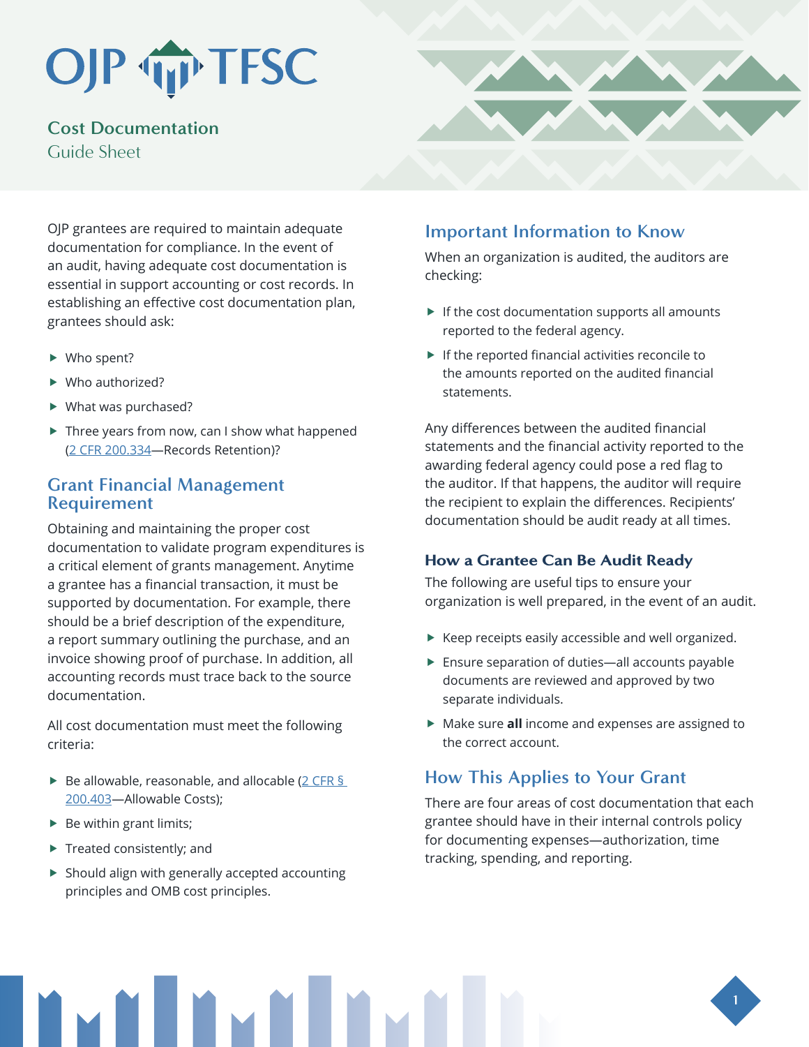# OJP TFSC

## Cost Documentation

Guide Sheet

OJP grantees are required to maintain adequate documentation for compliance. In the event of an audit, having adequate cost documentation is essential in support accounting or cost records. In establishing an effective cost documentation plan, grantees should ask:

- Who spent?
- Who authorized?
- What was purchased?
- Three years from now, can I show what happened (2 CFR 200.334—Records Retention)?

## Grant Financial Management Requirement

Obtaining and maintaining the proper cost documentation to validate program expenditures is a critical element of grants management. Anytime a grantee has a financial transaction, it must be supported by documentation. For example, there should be a brief description of the expenditure, a report summary outlining the purchase, and an invoice showing proof of purchase. In addition, all accounting records must trace back to the source documentation.

All cost documentation must meet the following criteria:

- Be allowable, reasonable, and allocable (2 CFR § 200.403—Allowable Costs);
- Be within grant limits;
- Treated consistently; and
- Should align with generally accepted accounting principles and OMB cost principles.

## Important Information to Know

When an organization is audited, the auditors are checking:

- If the cost documentation supports all amounts reported to the federal agency.
- If the reported financial activities reconcile to the amounts reported on the audited financial statements.

Any differences between the audited financial statements and the financial activity reported to the awarding federal agency could pose a red flag to the auditor. If that happens, the auditor will require the recipient to explain the differences. Recipients' documentation should be audit ready at all times.

### How a Grantee Can Be Audit Ready

The following are useful tips to ensure your organization is well prepared, in the event of an audit.

- Keep receipts easily accessible and well organized.
- Ensure separation of duties—all accounts payable documents are reviewed and approved by two separate individuals.
- Make sure **all** income and expenses are assigned to the correct account.

## How This Applies to Your Grant

There are four areas of cost documentation that each grantee should have in their internal controls policy for documenting expenses—authorization, time tracking, spending, and reporting.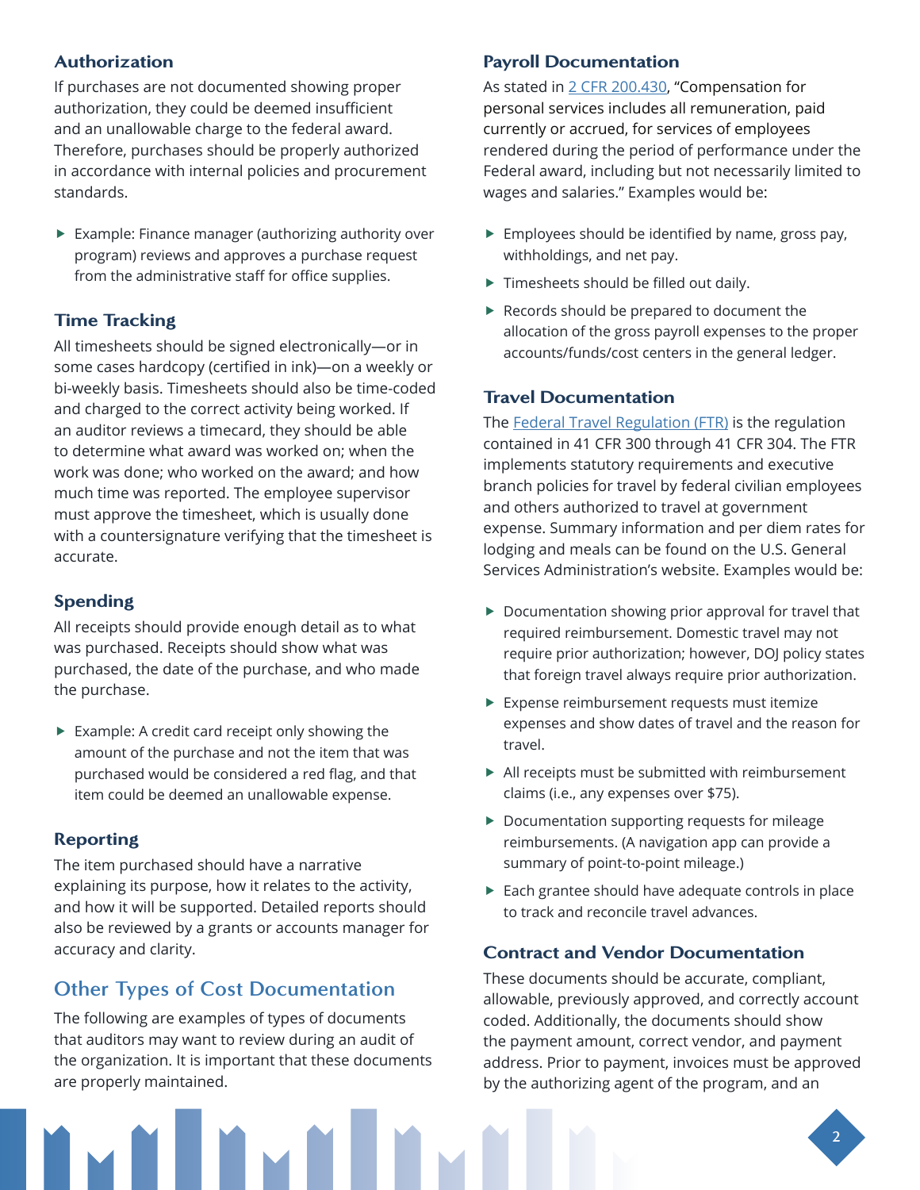### Authorization

If purchases are not documented showing proper authorization, they could be deemed insufficient and an unallowable charge to the federal award. Therefore, purchases should be properly authorized in accordance with internal policies and procurement standards.

- Example: Finance manager (authorizing authority over program) reviews and approves a purchase request from the administrative staff for office supplies.

### Time Tracking

All timesheets should be signed electronically—or in some cases hardcopy (certified in ink)—on a weekly or bi-weekly basis. Timesheets should also be time-coded and charged to the correct activity being worked. If an auditor reviews a timecard, they should be able to determine what award was worked on; when the work was done; who worked on the award; and how much time was reported. The employee supervisor must approve the timesheet, which is usually done with a countersignature verifying that the timesheet is accurate.

### Spending

All receipts should provide enough detail as to what was purchased. Receipts should show what was purchased, the date of the purchase, and who made the purchase.

- Example: A credit card receipt only showing the amount of the purchase and not the item that was purchased would be considered a red flag, and that item could be deemed an unallowable expense.

### Reporting

The item purchased should have a narrative explaining its purpose, how it relates to the activity, and how it will be supported. Detailed reports should also be reviewed by a grants or accounts manager for accuracy and clarity.

## Other Types of Cost Documentation

The following are examples of types of documents that auditors may want to review during an audit of the organization. It is important that these documents are properly maintained.

### Payroll Documentation

As stated in [2 CFR 200.430], "Compensation for personal services includes all remuneration, paid currently or accrued, for services of employees rendered during the period of performance under the Federal award, including but not necessarily limited to wages and salaries." Examples would be:

- Employees should be identified by name, gross pay, withholdings, and net pay.
- Timesheets should be filled out daily.
- Records should be prepared to document the allocation of the gross payroll expenses to the proper accounts/funds/cost centers in the general ledger.

### Travel Documentation

The [Federal Travel Regulation (FTR)] is the regulation contained in 41 CFR 300 through 41 CFR 304. The FTR implements statutory requirements and executive branch policies for travel by federal civilian employees and others authorized to travel at government expense. Summary information and per diem rates for lodging and meals can be found on the U.S. General Services Administration's website. Examples would be:

- Documentation showing prior approval for travel that required reimbursement. Domestic travel may not require prior authorization; however, DOJ policy states that foreign travel always require prior authorization.
- Expense reimbursement requests must itemize expenses and show dates of travel and the reason for travel.
- All receipts must be submitted with reimbursement claims (i.e., any expenses over $75).
- Documentation supporting requests for mileage reimbursements. (A navigation app can provide a summary of point-to-point mileage.)
- Each grantee should have adequate controls in place to track and reconcile travel advances.

### Contract and Vendor Documentation

These documents should be accurate, compliant, allowable, previously approved, and correctly account coded. Additionally, the documents should show the payment amount, correct vendor, and payment address. Prior to payment, invoices must be approved by the authorizing agent of the program, and an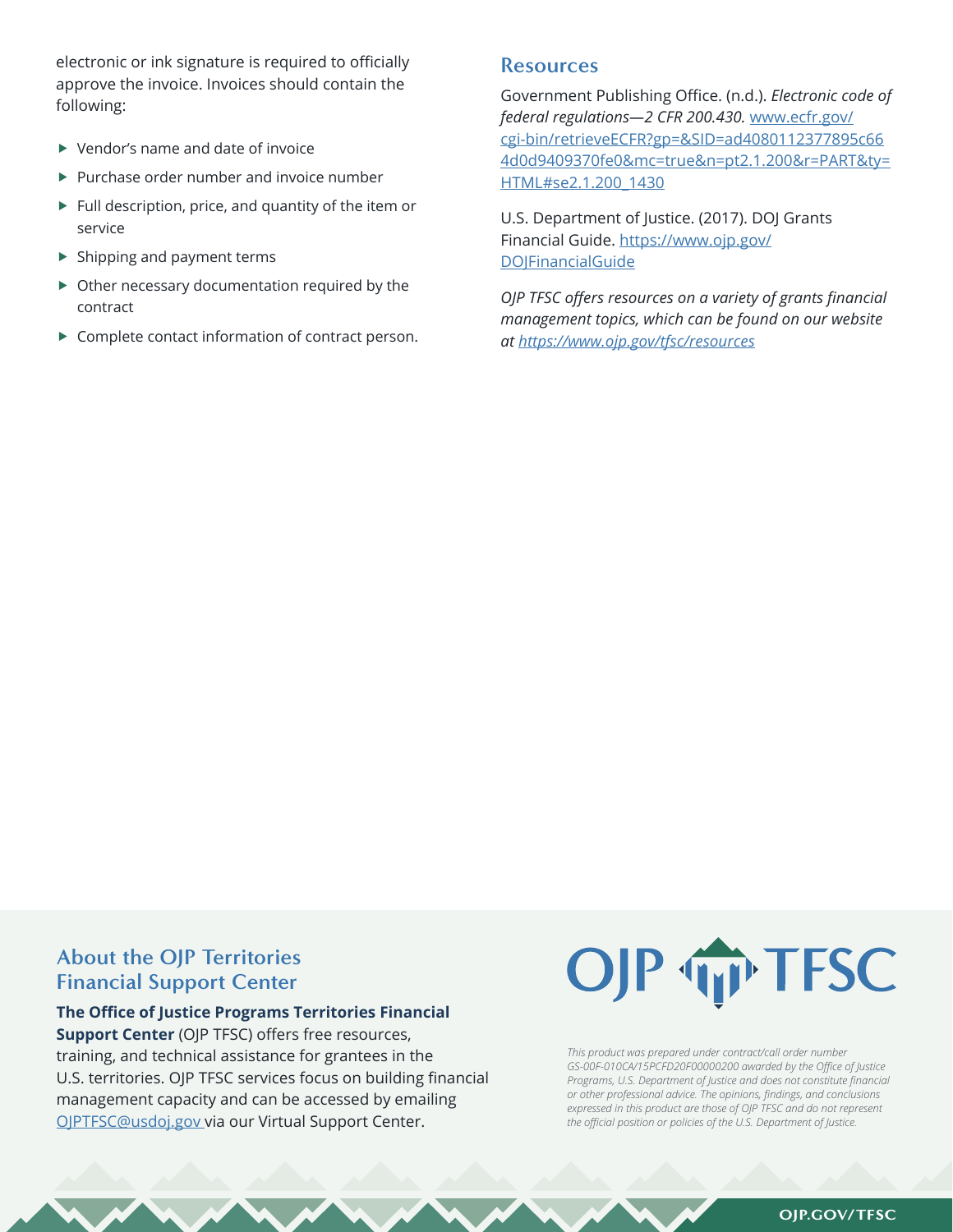electronic or ink signature is required to officially approve the invoice. Invoices should contain the following:

- Vendor's name and date of invoice
- Purchase order number and invoice number
- Full description, price, and quantity of the item or service
- Shipping and payment terms
- Other necessary documentation required by the contract
- Complete contact information of contract person.

## Resources

Government Publishing Office. (n.d.). *Electronic code of federal regulations—2 CFR 200.430.* www.ecfr.gov/cgi-bin/retrieveECFR?gp=&SID=ad4080112377895c664d0d9409370fe0&mc=true&n=pt2.1.200&r=PART&ty=HTML#se2.1.200_1430

U.S. Department of Justice. (2017). DOJ Grants Financial Guide. https://www.ojp.gov/DOJFinancialGuide

*OJP TFSC offers resources on a variety of grants financial management topics, which can be found on our website at https://www.ojp.gov/tfsc/resources*

## About the OJP Territories Financial Support Center

**The Office of Justice Programs Territories Financial Support Center** (OJP TFSC) offers free resources, training, and technical assistance for grantees in the U.S. territories. OJP TFSC services focus on building financial management capacity and can be accessed by emailing OJPTFSC@usdoj.gov via our Virtual Support Center.

OJP TFSC

*This product was prepared under contract/call order number GS-00F-010CA/15PCFD20F00000200 awarded by the Office of Justice Programs, U.S. Department of Justice and does not constitute financial or other professional advice. The opinions, findings, and conclusions expressed in this product are those of OJP TFSC and do not represent the official position or policies of the U.S. Department of Justice.*

OJP.GOV/TFSC